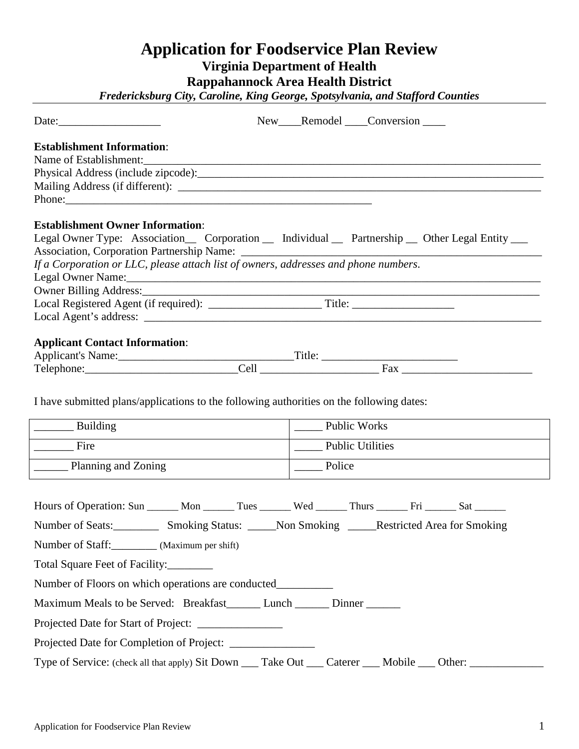# Application for Foodservice Plan Review

**Virginia Department of Health**

**Rappahannock Area Health District**

***Fredericksburg City, Caroline, King George, Spotsylvania, and Stafford Counties***

Date:__________________ New____Remodel ____Conversion ____

**Establishment Information**:

Name of Establishment:_______________________________________________________________________

Physical Address (include zipcode):_________________________________________________________

Mailing Address (if different): ___________________________________________________________

Phone:________________________________________________________

**Establishment Owner Information**:

Legal Owner Type: Association__ Corporation __ Individual __ Partnership __ Other Legal Entity ___

Association, Corporation Partnership Name: ______________________________________________________

*If a Corporation or LLC, please attach list of owners, addresses and phone numbers.*

Legal Owner Name:_____________________________________________________________________

Owner Billing Address:__________________________________________________________________

Local Registered Agent (if required): ____________________ Title: __________________

Local Agent's address: __________________________________________________________________

**Applicant Contact Information**:

Applicant's Name:______________________________Title: ________________________

Telephone:___________________________Cell _____________________ Fax _______________________

I have submitted plans/applications to the following authorities on the following dates:

| | |
|---|---|
| _______ Building | _____ Public Works |
| _______ Fire | _____ Public Utilities |
| ______ Planning and Zoning | _____ Police |

Hours of Operation: Sun ______ Mon ______ Tues ______ Wed ______ Thurs ______ Fri ______ Sat ______

Number of Seats:________ Smoking Status: _____Non Smoking _____Restricted Area for Smoking

Number of Staff:________ (Maximum per shift)

Total Square Feet of Facility:________

Number of Floors on which operations are conducted__________

Maximum Meals to be Served: Breakfast______ Lunch ______ Dinner ______

Projected Date for Start of Project: _______________

Projected Date for Completion of Project: _______________

Type of Service: (check all that apply) Sit Down ___ Take Out ___ Caterer ___ Mobile ___ Other: _____________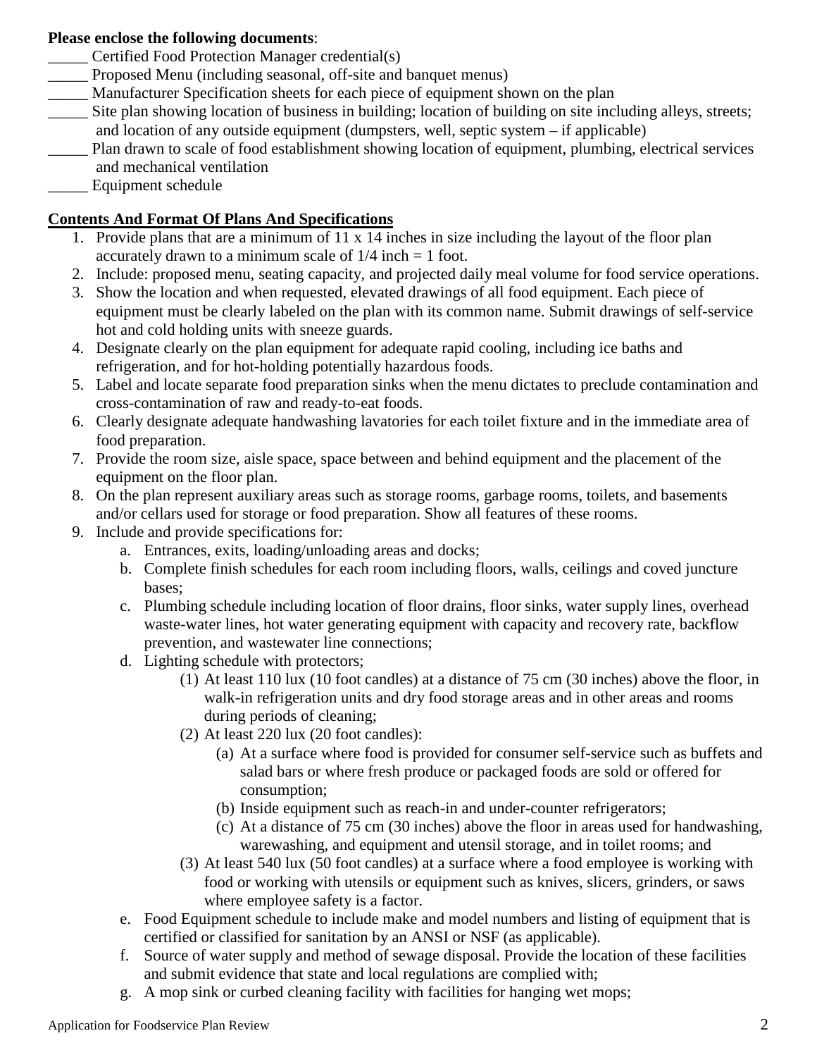**Please enclose the following documents**:

_____ Certified Food Protection Manager credential(s)
_____ Proposed Menu (including seasonal, off-site and banquet menus)
_____ Manufacturer Specification sheets for each piece of equipment shown on the plan
_____ Site plan showing location of business in building; location of building on site including alleys, streets; and location of any outside equipment (dumpsters, well, septic system – if applicable)
_____ Plan drawn to scale of food establishment showing location of equipment, plumbing, electrical services and mechanical ventilation
_____ Equipment schedule

## Contents And Format Of Plans And Specifications

1. Provide plans that are a minimum of 11 x 14 inches in size including the layout of the floor plan accurately drawn to a minimum scale of 1/4 inch = 1 foot.
2. Include: proposed menu, seating capacity, and projected daily meal volume for food service operations.
3. Show the location and when requested, elevated drawings of all food equipment. Each piece of equipment must be clearly labeled on the plan with its common name. Submit drawings of self-service hot and cold holding units with sneeze guards.
4. Designate clearly on the plan equipment for adequate rapid cooling, including ice baths and refrigeration, and for hot-holding potentially hazardous foods.
5. Label and locate separate food preparation sinks when the menu dictates to preclude contamination and cross-contamination of raw and ready-to-eat foods.
6. Clearly designate adequate handwashing lavatories for each toilet fixture and in the immediate area of food preparation.
7. Provide the room size, aisle space, space between and behind equipment and the placement of the equipment on the floor plan.
8. On the plan represent auxiliary areas such as storage rooms, garbage rooms, toilets, and basements and/or cellars used for storage or food preparation. Show all features of these rooms.
9. Include and provide specifications for:
   a. Entrances, exits, loading/unloading areas and docks;
   b. Complete finish schedules for each room including floors, walls, ceilings and coved juncture bases;
   c. Plumbing schedule including location of floor drains, floor sinks, water supply lines, overhead waste-water lines, hot water generating equipment with capacity and recovery rate, backflow prevention, and wastewater line connections;
   d. Lighting schedule with protectors;
      (1) At least 110 lux (10 foot candles) at a distance of 75 cm (30 inches) above the floor, in walk-in refrigeration units and dry food storage areas and in other areas and rooms during periods of cleaning;
      (2) At least 220 lux (20 foot candles):
         (a) At a surface where food is provided for consumer self-service such as buffets and salad bars or where fresh produce or packaged foods are sold or offered for consumption;
         (b) Inside equipment such as reach-in and under-counter refrigerators;
         (c) At a distance of 75 cm (30 inches) above the floor in areas used for handwashing, warewashing, and equipment and utensil storage, and in toilet rooms; and
      (3) At least 540 lux (50 foot candles) at a surface where a food employee is working with food or working with utensils or equipment such as knives, slicers, grinders, or saws where employee safety is a factor.
   e. Food Equipment schedule to include make and model numbers and listing of equipment that is certified or classified for sanitation by an ANSI or NSF (as applicable).
   f. Source of water supply and method of sewage disposal. Provide the location of these facilities and submit evidence that state and local regulations are complied with;
   g. A mop sink or curbed cleaning facility with facilities for hanging wet mops;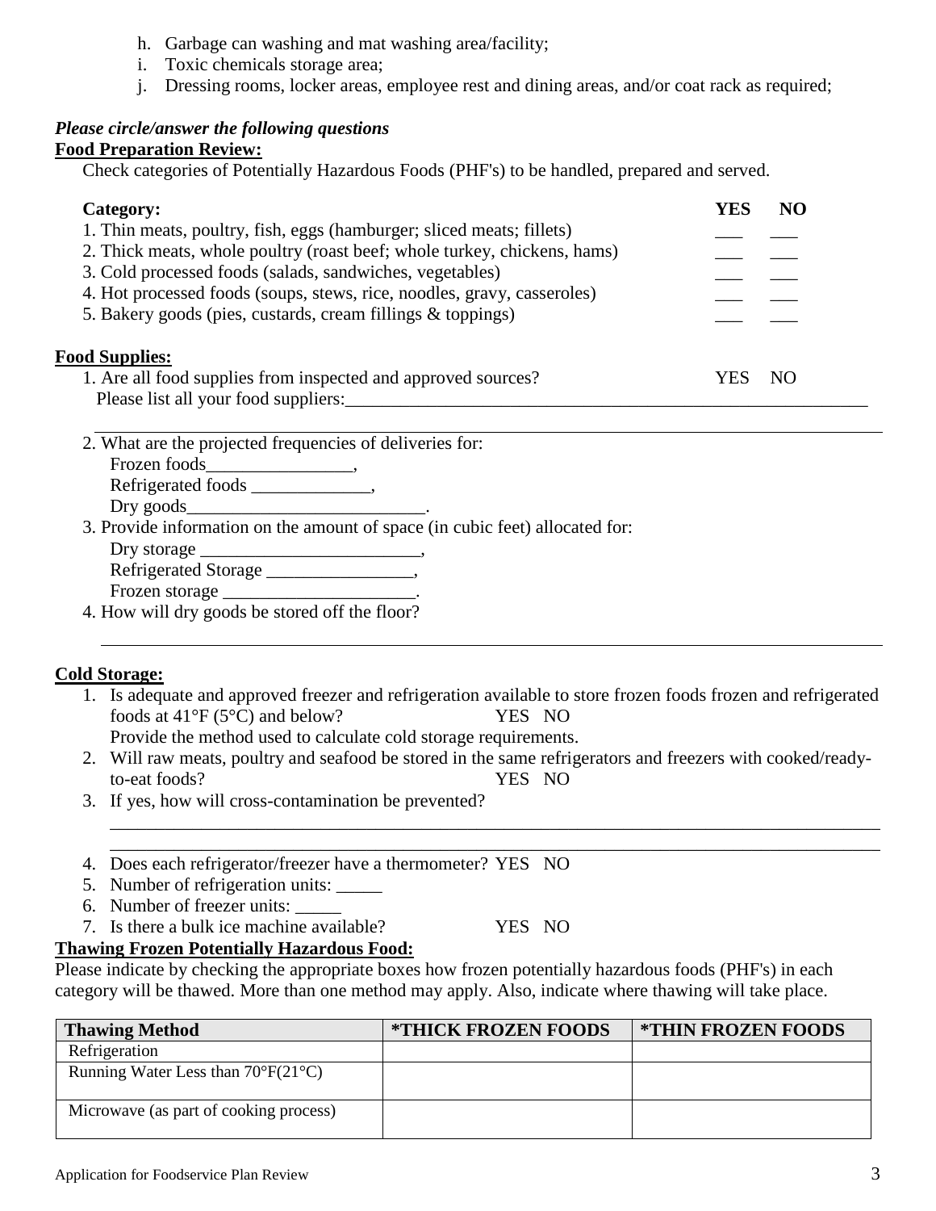h. Garbage can washing and mat washing area/facility;
i. Toxic chemicals storage area;
j. Dressing rooms, locker areas, employee rest and dining areas, and/or coat rack as required;

***Please circle/answer the following questions***

**Food Preparation Review:**

Check categories of Potentially Hazardous Foods (PHF's) to be handled, prepared and served.

| Category: | YES | NO |
|---|---|---|
| 1. Thin meats, poultry, fish, eggs (hamburger; sliced meats; fillets) | ___ | ___ |
| 2. Thick meats, whole poultry (roast beef; whole turkey, chickens, hams) | ___ | ___ |
| 3. Cold processed foods (salads, sandwiches, vegetables) | ___ | ___ |
| 4. Hot processed foods (soups, stews, rice, noodles, gravy, casseroles) | ___ | ___ |
| 5. Bakery goods (pies, custards, cream fillings & toppings) | ___ | ___ |

**Food Supplies:**

1. Are all food supplies from inspected and approved sources? YES NO
   Please list all your food suppliers:_____________________________________________________________

   _____________________________________________________________________________________

2. What are the projected frequencies of deliveries for:
   Frozen foods________________,
   Refrigerated foods _____________,
   Dry goods__________________________.
3. Provide information on the amount of space (in cubic feet) allocated for:
   Dry storage ________________________,
   Refrigerated Storage ________________,
   Frozen storage _____________________.
4. How will dry goods be stored off the floor?

   _____________________________________________________________________________________

**Cold Storage:**

1. Is adequate and approved freezer and refrigeration available to store frozen foods frozen and refrigerated foods at 41°F (5°C) and below? YES NO
   Provide the method used to calculate cold storage requirements.
2. Will raw meats, poultry and seafood be stored in the same refrigerators and freezers with cooked/ready-to-eat foods? YES NO
3. If yes, how will cross-contamination be prevented?

   _____________________________________________________________________________________
   _____________________________________________________________________________________

4. Does each refrigerator/freezer have a thermometer? YES NO
5. Number of refrigeration units: _____
6. Number of freezer units: _____
7. Is there a bulk ice machine available? YES NO

**Thawing Frozen Potentially Hazardous Food:**

Please indicate by checking the appropriate boxes how frozen potentially hazardous foods (PHF's) in each category will be thawed. More than one method may apply. Also, indicate where thawing will take place.

| Thawing Method | *THICK FROZEN FOODS | *THIN FROZEN FOODS |
|---|---|---|
| Refrigeration | | |
| Running Water Less than 70°F(21°C) | | |
| Microwave (as part of cooking process) | | |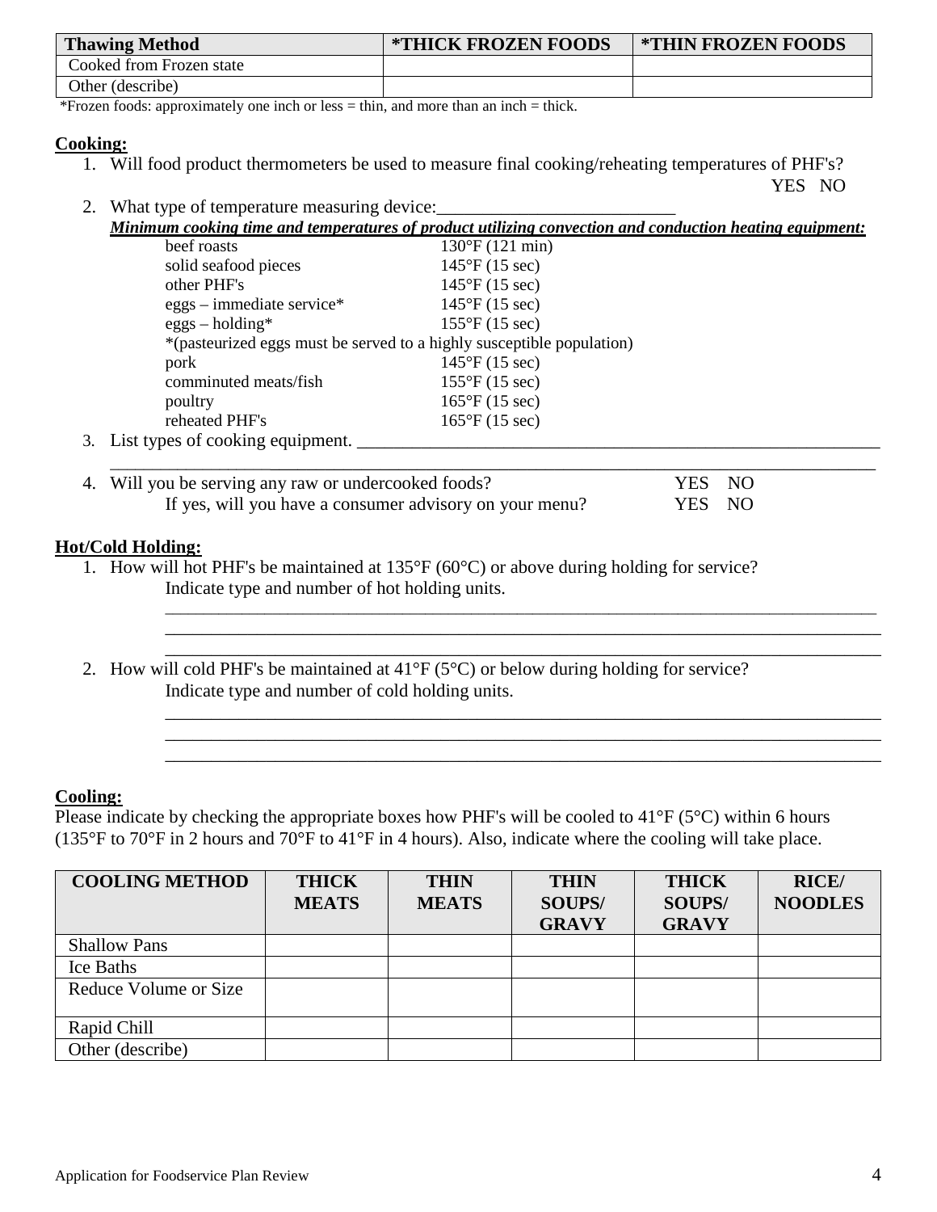| Thawing Method | *THICK FROZEN FOODS | *THIN FROZEN FOODS |
|---|---|---|
| Cooked from Frozen state | | |
| Other (describe) | | |

*Frozen foods: approximately one inch or less = thin, and more than an inch = thick.

**Cooking:**

1. Will food product thermometers be used to measure final cooking/reheating temperatures of PHF's? YES NO
2. What type of temperature measuring device:__________________________

***Minimum cooking time and temperatures of product utilizing convection and conduction heating equipment:***

| | |
|---|---|
| beef roasts | 130°F (121 min) |
| solid seafood pieces | 145°F (15 sec) |
| other PHF's | 145°F (15 sec) |
| eggs – immediate service* | 145°F (15 sec) |
| eggs – holding* | 155°F (15 sec) |
| *(pasteurized eggs must be served to a highly susceptible population) | |
| pork | 145°F (15 sec) |
| comminuted meats/fish | 155°F (15 sec) |
| poultry | 165°F (15 sec) |
| reheated PHF's | 165°F (15 sec) |

3. List types of cooking equipment. ____________________________________________________________
____________________________________________________________________________________
4. Will you be serving any raw or undercooked foods? YES NO
   If yes, will you have a consumer advisory on your menu? YES NO

**Hot/Cold Holding:**

1. How will hot PHF's be maintained at 135°F (60°C) or above during holding for service?
   Indicate type and number of hot holding units.
   ________________________________________________________________________________
   ________________________________________________________________________________
   ________________________________________________________________________________
2. How will cold PHF's be maintained at 41°F (5°C) or below during holding for service?
   Indicate type and number of cold holding units.
   ________________________________________________________________________________
   ________________________________________________________________________________
   ________________________________________________________________________________

**Cooling:**

Please indicate by checking the appropriate boxes how PHF's will be cooled to 41°F (5°C) within 6 hours (135°F to 70°F in 2 hours and 70°F to 41°F in 4 hours). Also, indicate where the cooling will take place.

| COOLING METHOD | THICK MEATS | THIN MEATS | THIN SOUPS/ GRAVY | THICK SOUPS/ GRAVY | RICE/ NOODLES |
|---|---|---|---|---|---|
| Shallow Pans | | | | | |
| Ice Baths | | | | | |
| Reduce Volume or Size | | | | | |
| Rapid Chill | | | | | |
| Other (describe) | | | | | |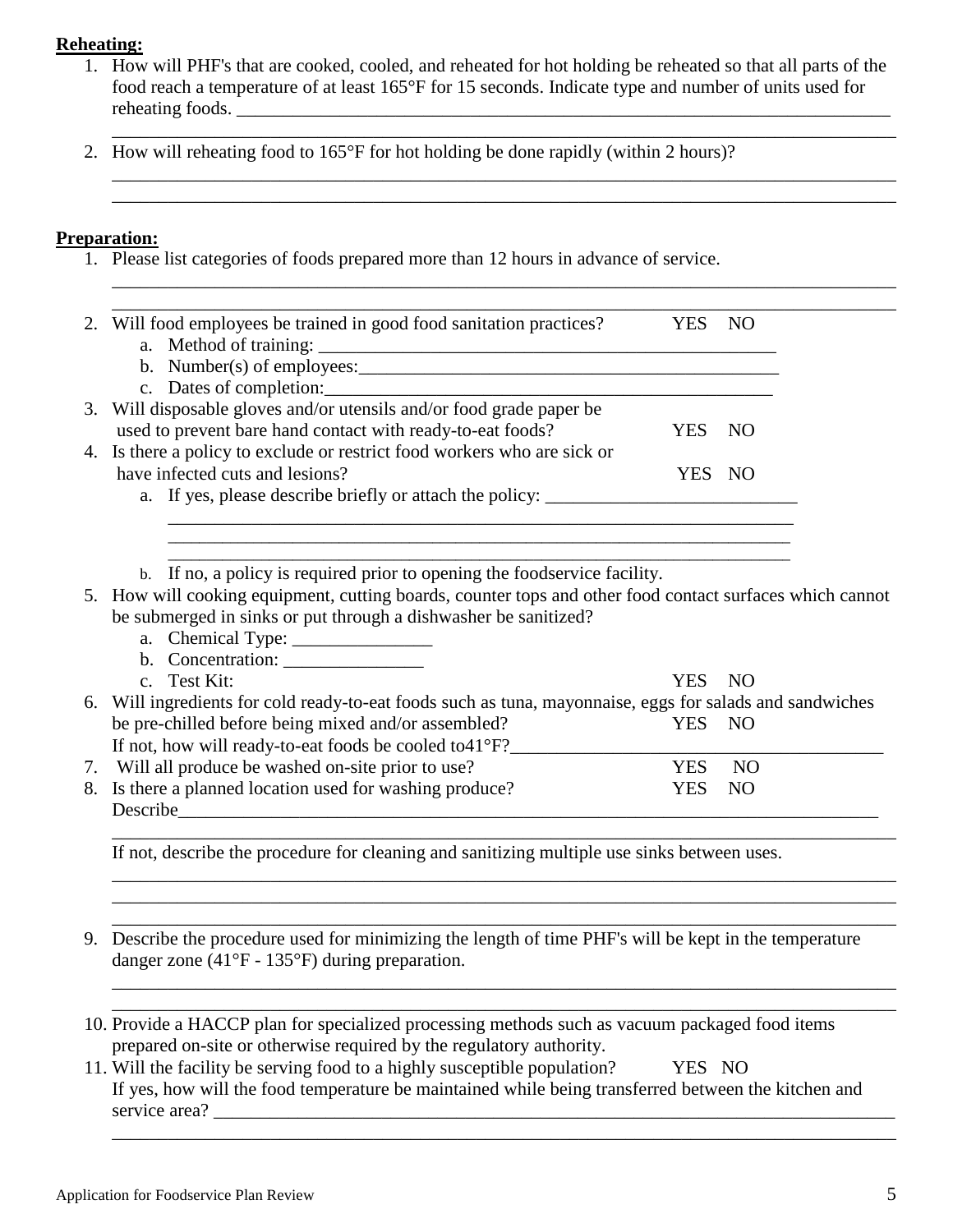**Reheating:**

1. How will PHF's that are cooked, cooled, and reheated for hot holding be reheated so that all parts of the food reach a temperature of at least 165°F for 15 seconds. Indicate type and number of units used for reheating foods. ___________________________________________________________________________
___________________________________________________________________________
2. How will reheating food to 165°F for hot holding be done rapidly (within 2 hours)?
___________________________________________________________________________
___________________________________________________________________________

**Preparation:**

1. Please list categories of foods prepared more than 12 hours in advance of service.
___________________________________________________________________________
___________________________________________________________________________
2. Will food employees be trained in good food sanitation practices? YES NO
   a. Method of training: ___________________________________________________
   b. Number(s) of employees:_______________________________________________
   c. Dates of completion:_________________________________________________
3. Will disposable gloves and/or utensils and/or food grade paper be used to prevent bare hand contact with ready-to-eat foods? YES NO
4. Is there a policy to exclude or restrict food workers who are sick or have infected cuts and lesions? YES NO
   a. If yes, please describe briefly or attach the policy: ___________________________
   _____________________________________________________________________
   _____________________________________________________________________
   _____________________________________________________________________
   b. If no, a policy is required prior to opening the foodservice facility.
5. How will cooking equipment, cutting boards, counter tops and other food contact surfaces which cannot be submerged in sinks or put through a dishwasher be sanitized?
   a. Chemical Type: _______________
   b. Concentration: _______________
   c. Test Kit: YES NO
6. Will ingredients for cold ready-to-eat foods such as tuna, mayonnaise, eggs for salads and sandwiches be pre-chilled before being mixed and/or assembled? YES NO
   If not, how will ready-to-eat foods be cooled to41°F?________________________________________
7. Will all produce be washed on-site prior to use? YES NO
8. Is there a planned location used for washing produce? YES NO
   Describe_________________________________________________________________________
   ___________________________________________________________________________
   If not, describe the procedure for cleaning and sanitizing multiple use sinks between uses.
   ___________________________________________________________________________
   ___________________________________________________________________________
   ___________________________________________________________________________
9. Describe the procedure used for minimizing the length of time PHF's will be kept in the temperature danger zone (41°F - 135°F) during preparation.
___________________________________________________________________________
___________________________________________________________________________
10. Provide a HACCP plan for specialized processing methods such as vacuum packaged food items prepared on-site or otherwise required by the regulatory authority.
11. Will the facility be serving food to a highly susceptible population? YES NO
    If yes, how will the food temperature be maintained while being transferred between the kitchen and service area? ___________________________________________________________________
    ___________________________________________________________________________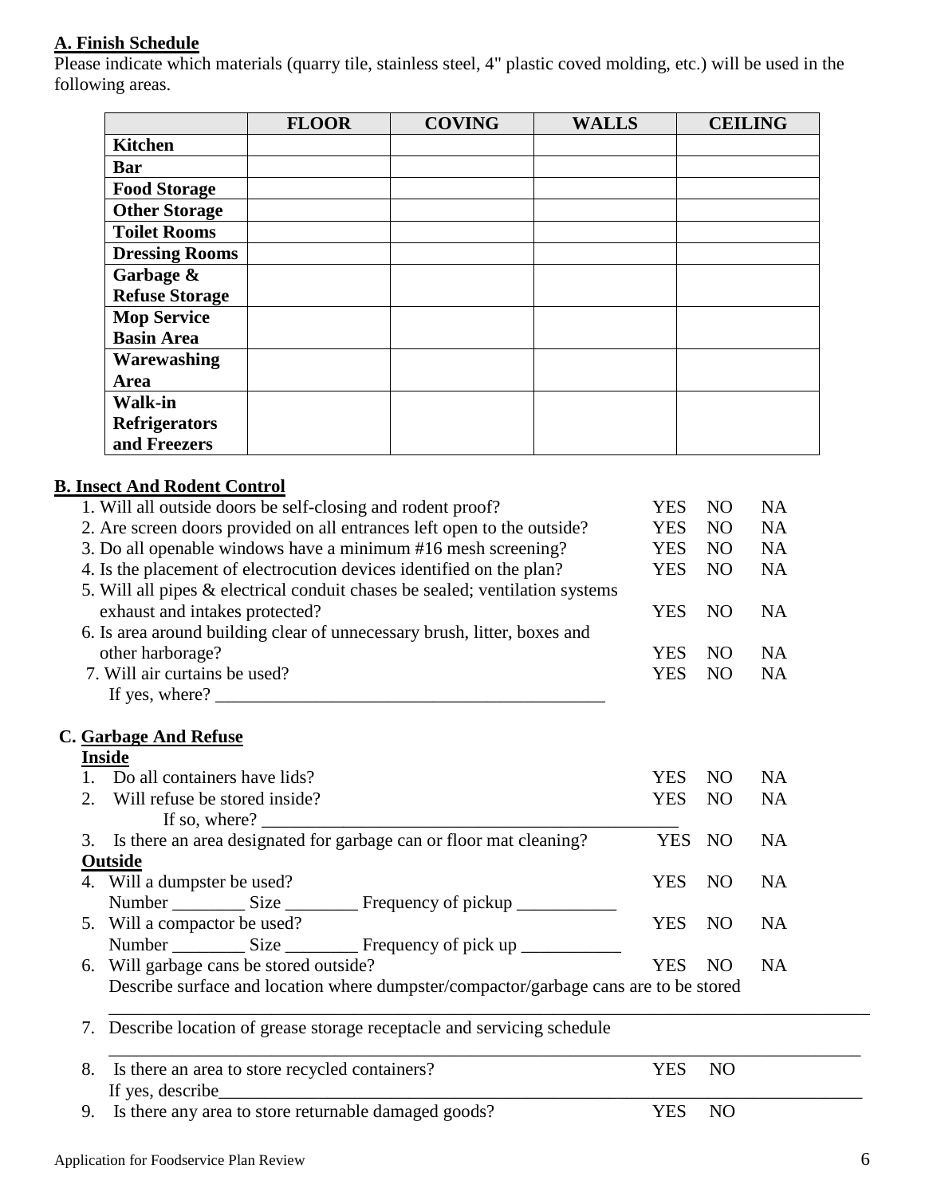**A. Finish Schedule**

Please indicate which materials (quarry tile, stainless steel, 4" plastic coved molding, etc.) will be used in the following areas.

| | FLOOR | COVING | WALLS | CEILING |
|---|---|---|---|---|
| **Kitchen** | | | | |
| **Bar** | | | | |
| **Food Storage** | | | | |
| **Other Storage** | | | | |
| **Toilet Rooms** | | | | |
| **Dressing Rooms** | | | | |
| **Garbage & Refuse Storage** | | | | |
| **Mop Service Basin Area** | | | | |
| **Warewashing Area** | | | | |
| **Walk-in Refrigerators and Freezers** | | | | |

**B. Insect And Rodent Control**

1. Will all outside doors be self-closing and rodent proof? YES NO NA
2. Are screen doors provided on all entrances left open to the outside? YES NO NA
3. Do all openable windows have a minimum #16 mesh screening? YES NO NA
4. Is the placement of electrocution devices identified on the plan? YES NO NA
5. Will all pipes & electrical conduit chases be sealed; ventilation systems exhaust and intakes protected? YES NO NA
6. Is area around building clear of unnecessary brush, litter, boxes and other harborage? YES NO NA
7. Will air curtains be used? YES NO NA
   If yes, where? ___________________________________________

**C. Garbage And Refuse**

**Inside**

1. Do all containers have lids? YES NO NA
2. Will refuse be stored inside? YES NO NA
   If so, where? ___________________________________________
3. Is there an area designated for garbage can or floor mat cleaning? YES NO NA

**Outside**

4. Will a dumpster be used? YES NO NA
   Number ________ Size ________ Frequency of pickup ___________
5. Will a compactor be used? YES NO NA
   Number ________ Size ________ Frequency of pick up ___________
6. Will garbage cans be stored outside? YES NO NA
   Describe surface and location where dumpster/compactor/garbage cans are to be stored
   ___________________________________________________________________________
7. Describe location of grease storage receptacle and servicing schedule
   ___________________________________________________________________________
8. Is there an area to store recycled containers? YES NO
   If yes, describe___________________________________________________________
9. Is there any area to store returnable damaged goods? YES NO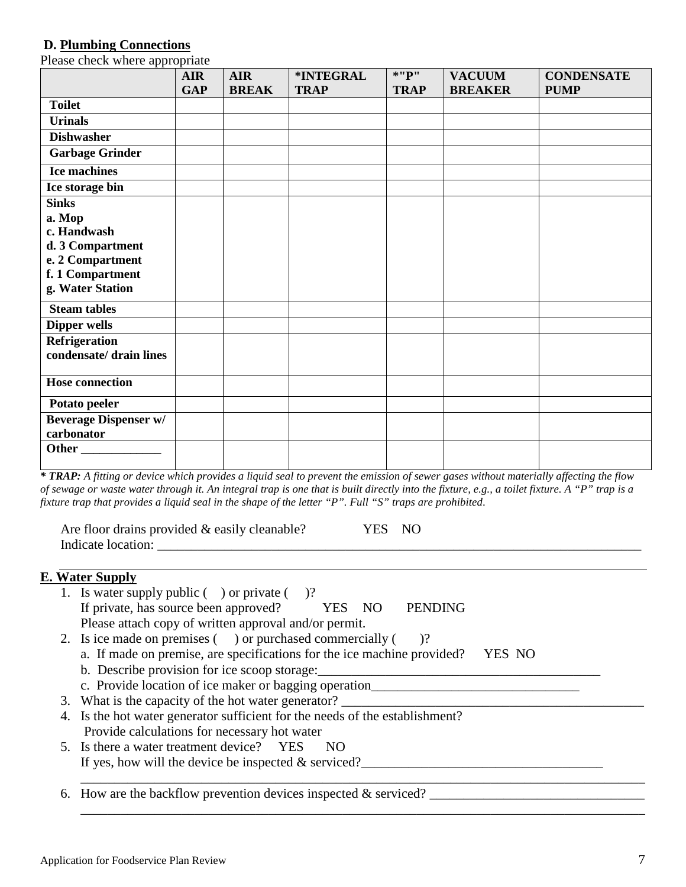### D. Plumbing Connections

Please check where appropriate

| | AIR GAP | AIR BREAK | *INTEGRAL TRAP | *"P" TRAP | VACUUM BREAKER | CONDENSATE PUMP |
|---|---|---|---|---|---|---|
| **Toilet** | | | | | | |
| **Urinals** | | | | | | |
| **Dishwasher** | | | | | | |
| **Garbage Grinder** | | | | | | |
| **Ice machines** | | | | | | |
| **Ice storage bin** | | | | | | |
| **Sinks**<br>**a. Mop**<br>**c. Handwash**<br>**d. 3 Compartment**<br>**e. 2 Compartment**<br>**f. 1 Compartment**<br>**g. Water Station** | | | | | | |
| **Steam tables** | | | | | | |
| **Dipper wells** | | | | | | |
| **Refrigeration condensate/ drain lines** | | | | | | |
| **Hose connection** | | | | | | |
| **Potato peeler** | | | | | | |
| **Beverage Dispenser w/ carbonator** | | | | | | |
| **Other** _____________ | | | | | | |

***** ***TRAP:*** *A fitting or device which provides a liquid seal to prevent the emission of sewer gases without materially affecting the flow of sewage or waste water through it. An integral trap is one that is built directly into the fixture, e.g., a toilet fixture. A "P" trap is a fixture trap that provides a liquid seal in the shape of the letter "P". Full "S" traps are prohibited.*

Are floor drains provided & easily cleanable? YES NO

Indicate location: ___________________________________________________________________________

___________________________________________________________________________________________

### E. Water Supply

1. Is water supply public ( ) or private ( )?
   If private, has source been approved? YES NO PENDING
   Please attach copy of written approval and/or permit.
2. Is ice made on premises ( ) or purchased commercially ( )?
   a. If made on premise, are specifications for the ice machine provided? YES NO
   b. Describe provision for ice scoop storage:_________________________________________
   c. Provide location of ice maker or bagging operation_______________________________
3. What is the capacity of the hot water generator? ______________________________________________
4. Is the hot water generator sufficient for the needs of the establishment?
   Provide calculations for necessary hot water
5. Is there a water treatment device? YES NO
   If yes, how will the device be inspected & serviced?___________________________________
   ___________________________________________________________________________________
6. How are the backflow prevention devices inspected & serviced? _______________________________
   ___________________________________________________________________________________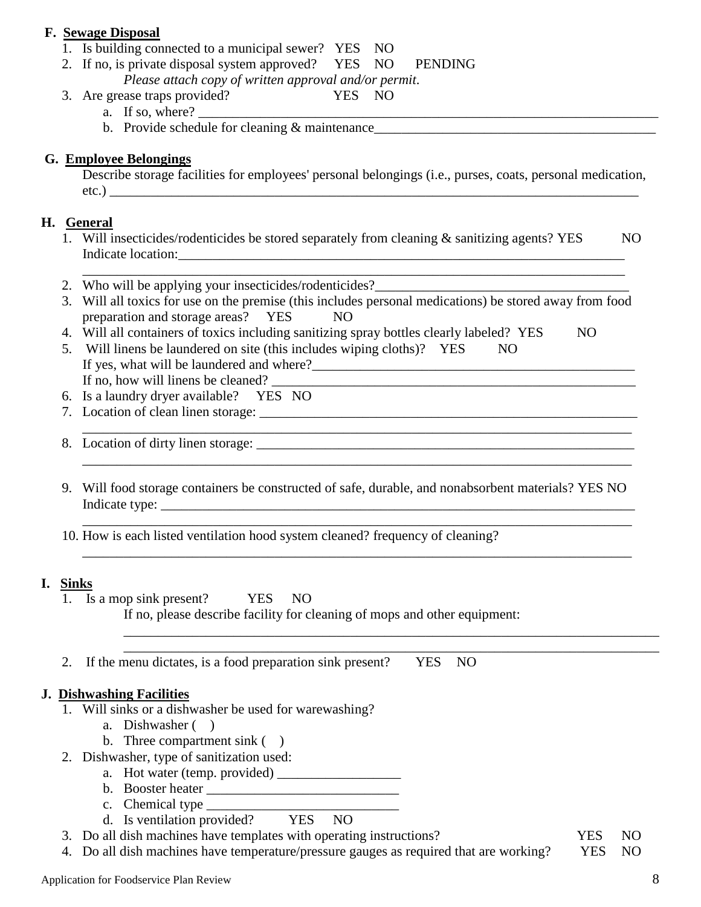## F. Sewage Disposal

1. Is building connected to a municipal sewer? YES NO
2. If no, is private disposal system approved? YES NO PENDING
   *Please attach copy of written approval and/or permit*.
3. Are grease traps provided? YES NO
   a. If so, where? ________________________________________________________________________
   b. Provide schedule for cleaning & maintenance__________________________________________

## G. Employee Belongings

Describe storage facilities for employees' personal belongings (i.e., purses, coats, personal medication, etc.) ________________________________________________________________________________

## H. General

1. Will insecticides/rodenticides be stored separately from cleaning & sanitizing agents? YES NO
   Indicate location:_____________________________________________________________________
   ___________________________________________________________________________________
2. Who will be applying your insecticides/rodenticides?_____________________________________
3. Will all toxics for use on the premise (this includes personal medications) be stored away from food preparation and storage areas? YES NO
4. Will all containers of toxics including sanitizing spray bottles clearly labeled? YES NO
5. Will linens be laundered on site (this includes wiping cloths)? YES NO
   If yes, what will be laundered and where?__________________________________________________
   If no, how will linens be cleaned? _________________________________________________________
6. Is a laundry dryer available? YES NO
7. Location of clean linen storage: _________________________________________________________
   ___________________________________________________________________________________
8. Location of dirty linen storage: _________________________________________________________
   ___________________________________________________________________________________
9. Will food storage containers be constructed of safe, durable, and nonabsorbent materials? YES NO
   Indicate type: _________________________________________________________________________
   ___________________________________________________________________________________
10. How is each listed ventilation hood system cleaned? frequency of cleaning?
    ___________________________________________________________________________________

## I. Sinks

1. Is a mop sink present? YES NO
   If no, please describe facility for cleaning of mops and other equipment:
   ___________________________________________________________________________________
   ___________________________________________________________________________________
2. If the menu dictates, is a food preparation sink present? YES NO

## J. Dishwashing Facilities

1. Will sinks or a dishwasher be used for warewashing?
   a. Dishwasher ( )
   b. Three compartment sink ( )
2. Dishwasher, type of sanitization used:
   a. Hot water (temp. provided) __________________
   b. Booster heater ____________________________
   c. Chemical type ____________________________
   d. Is ventilation provided? YES NO
3. Do all dish machines have templates with operating instructions? YES NO
4. Do all dish machines have temperature/pressure gauges as required that are working? YES NO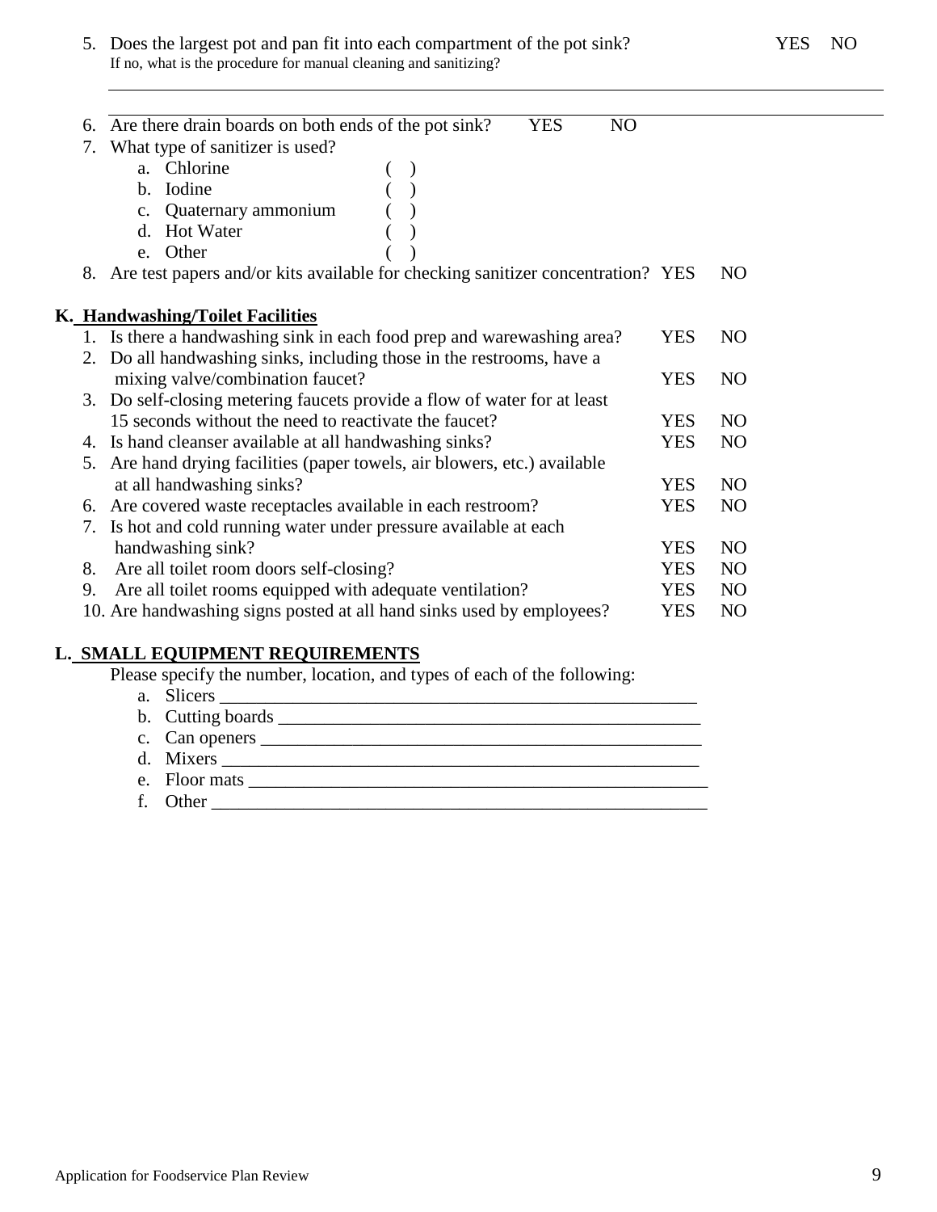5. Does the largest pot and pan fit into each compartment of the pot sink? YES NO
   If no, what is the procedure for manual cleaning and sanitizing?

   ______________________________________________________________________

   ______________________________________________________________________

6. Are there drain boards on both ends of the pot sink? YES NO
7. What type of sanitizer is used?
   a. Chlorine ( )
   b. Iodine ( )
   c. Quaternary ammonium ( )
   d. Hot Water ( )
   e. Other ( )
8. Are test papers and/or kits available for checking sanitizer concentration? YES NO

## K. Handwashing/Toilet Facilities

1. Is there a handwashing sink in each food prep and warewashing area? YES NO
2. Do all handwashing sinks, including those in the restrooms, have a mixing valve/combination faucet? YES NO
3. Do self-closing metering faucets provide a flow of water for at least 15 seconds without the need to reactivate the faucet? YES NO
4. Is hand cleanser available at all handwashing sinks? YES NO
5. Are hand drying facilities (paper towels, air blowers, etc.) available at all handwashing sinks? YES NO
6. Are covered waste receptacles available in each restroom? YES NO
7. Is hot and cold running water under pressure available at each handwashing sink? YES NO
8. Are all toilet room doors self-closing? YES NO
9. Are all toilet rooms equipped with adequate ventilation? YES NO
10. Are handwashing signs posted at all hand sinks used by employees? YES NO

## L. SMALL EQUIPMENT REQUIREMENTS

Please specify the number, location, and types of each of the following:

a. Slicers ______________________________________________________
b. Cutting boards ________________________________________________
c. Can openers __________________________________________________
d. Mixers ______________________________________________________
e. Floor mats ___________________________________________________
f. Other _______________________________________________________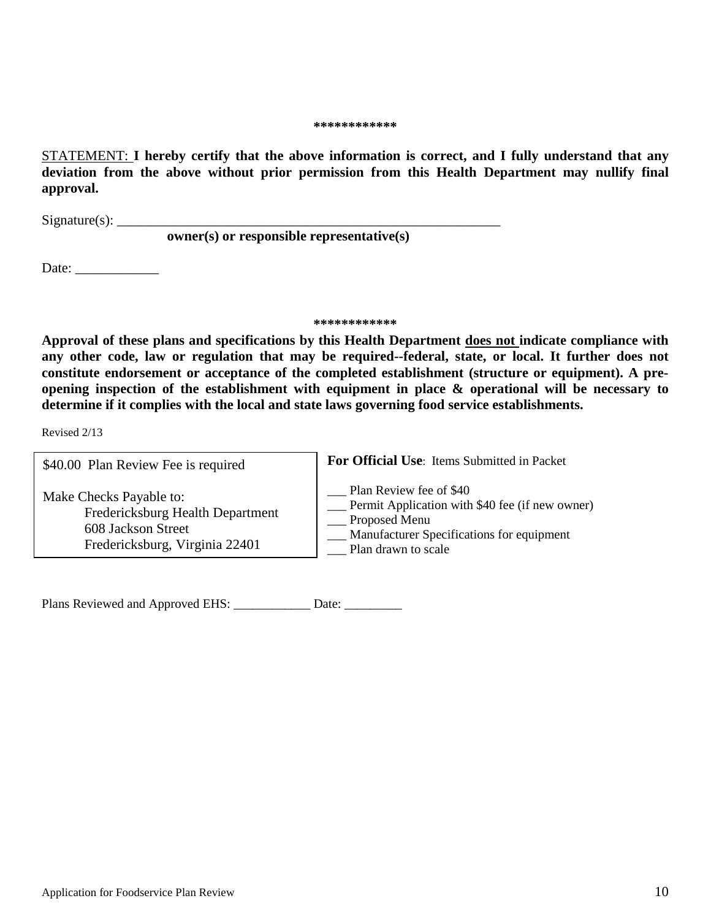************

STATEMENT: **I hereby certify that the above information is correct, and I fully understand that any deviation from the above without prior permission from this Health Department may nullify final approval.**

Signature(s): ___________________________________________________________

**owner(s) or responsible representative(s)**

Date: ____________

************

**Approval of these plans and specifications by this Health Department does not indicate compliance with any other code, law or regulation that may be required--federal, state, or local. It further does not constitute endorsement or acceptance of the completed establishment (structure or equipment). A pre-opening inspection of the establishment with equipment in place & operational will be necessary to determine if it complies with the local and state laws governing food service establishments.**

Revised 2/13

$40.00 Plan Review Fee is required

Make Checks Payable to:
Fredericksburg Health Department
608 Jackson Street
Fredericksburg, Virginia 22401

**For Official Use**: Items Submitted in Packet

___ Plan Review fee of $40
___ Permit Application with $40 fee (if new owner)
___ Proposed Menu
___ Manufacturer Specifications for equipment
___ Plan drawn to scale

Plans Reviewed and Approved EHS: ____________ Date: _________